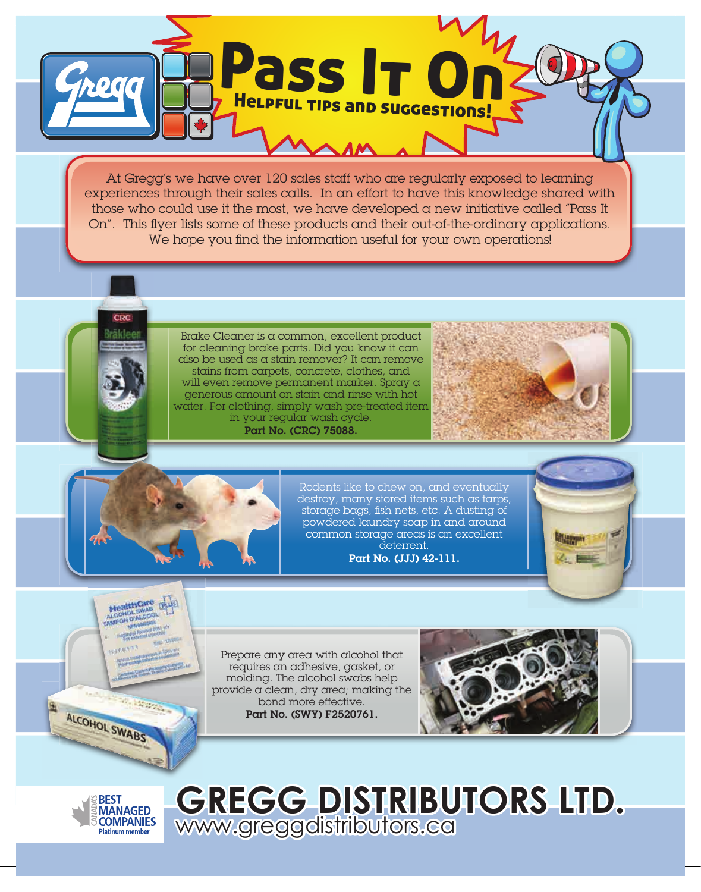# Pass It On

## Helpful tips and suggestions!

At Gregg's we have over 120 sales staff who are regularly exposed to learning experiences through their sales calls. In an effort to have this knowledge shared with those who could use it the most, we have developed a new initiative called "Pass It On". This flyer lists some of these products and their out-of-the-ordinary applications. We hope you find the information useful for your own operations!

Brake Cleaner is a common, excellent product for cleaning brake parts. Did you know it can also be used as a stain remover? It can remove stains from carpets, concrete, clothes, and will even remove permanent marker. Spray a generous amount on stain and rinse with hot water. For clothing, simply wash pre-treated item in your regular wash cycle.
**Part No. (CRC) 75088.**

Rodents like to chew on, and eventually destroy, many stored items such as tarps, storage bags, fish nets, etc. A dusting of powdered laundry soap in and around common storage areas is an excellent deterrent.
**Part No. (JJJ) 42-111.**

Prepare any area with alcohol that requires an adhesive, gasket, or molding. The alcohol swabs help provide a clean, dry area; making the bond more effective.
**Part No. (SWY) F2520761.**

Canada's Best Managed Companies Platinum member

**GREGG DISTRIBUTORS LTD.**
www.greggdistributors.ca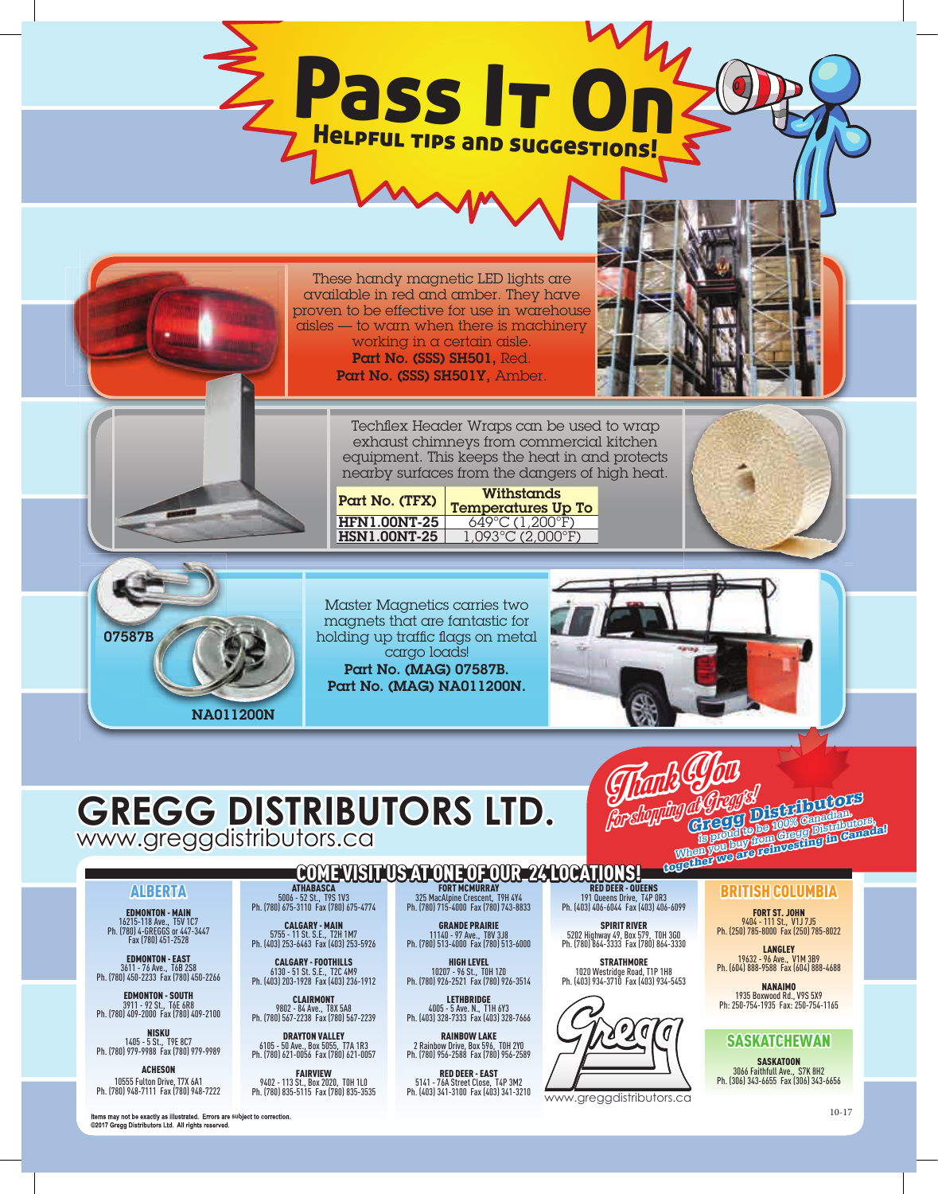# Pass It On

## Helpful tips and suggestions!

These handy magnetic LED lights are available in red and amber. They have proven to be effective for use in warehouse aisles — to warn when there is machinery working in a certain aisle.
**Part No. (SSS) SH501,** Red.
**Part No. (SSS) SH501Y,** Amber.

Techflex Header Wraps can be used to wrap exhaust chimneys from commercial kitchen equipment. This keeps the heat in and protects nearby surfaces from the dangers of high heat.

| Part No. (TFX) | Withstands Temperatures Up To |
|---|---|
| HFN1.00NT-25 | 649°C (1,200°F) |
| HSN1.00NT-25 | 1,093°C (2,000°F) |

07587B

NA011200N

Master Magnetics carries two magnets that are fantastic for holding up traffic flags on metal cargo loads!
**Part No. (MAG) 07587B.**
**Part No. (MAG) NA011200N.**

# GREGG DISTRIBUTORS LTD.

www.greggdistributors.ca

*Thank You for shopping at Gregg's!*

**Gregg Distributors** is proud to be 100% Canadian. When you buy from Gregg Distributors, together we are reinvesting in Canada!

## COME VISIT US AT ONE OF OUR 24 LOCATIONS!

### ALBERTA

**EDMONTON - MAIN**
16215-118 Ave., T5V 1C7
Ph. (780) 4-GREGGS or 447-3447
Fax (780) 451-2528

**EDMONTON - EAST**
3611 - 76 Ave., T6B 2S8
Ph. (780) 450-2233 Fax (780) 450-2266

**EDMONTON - SOUTH**
3911 - 92 St., T6E 6R8
Ph. (780) 409-2000 Fax (780) 409-2100

**NISKU**
1405 - 5 St., T9E 8C7
Ph. (780) 979-9988 Fax (780) 979-9989

**ACHESON**
10555 Fulton Drive, T7X 6A1
Ph. (780) 948-7111 Fax (780) 948-7222

**ATHABASCA**
5006 - 52 St., T9S 1V3
Ph. (780) 675-3110 Fax (780) 675-4774

**CALGARY - MAIN**
5755 - 11 St. S.E., T2H 1M7
Ph. (403) 253-6463 Fax (403) 253-5926

**CALGARY - FOOTHILLS**
6130 - 51 St. S.E., T2C 4M9
Ph. (403) 203-1928 Fax (403) 236-1912

**CLAIRMONT**
9802 - 84 Ave., T8X 5A8
Ph. (780) 567-2238 Fax (780) 567-2239

**DRAYTON VALLEY**
6105 - 50 Ave., Box 5055, T7A 1R3
Ph. (780) 621-0056 Fax (780) 621-0057

**FAIRVIEW**
9402 - 113 St., Box 2020, T0H 1L0
Ph. (780) 835-5115 Fax (780) 835-3535

**FORT MCMURRAY**
325 MacAlpine Crescent, T9H 4Y4
Ph. (780) 715-4000 Fax (780) 743-8833

**GRANDE PRAIRIE**
11140 - 97 Ave., T8V 3J8
Ph. (780) 513-4000 Fax (780) 513-6000

**HIGH LEVEL**
10207 - 96 St., T0H 1Z0
Ph. (780) 926-2521 Fax (780) 926-3514

**LETHBRIDGE**
4005 - 5 Ave. N., T1H 6Y3
Ph. (403) 328-7333 Fax (403) 328-7666

**RAINBOW LAKE**
2 Rainbow Drive, Box 596, T0H 2Y0
Ph. (780) 956-2588 Fax (780) 956-2589

**RED DEER - EAST**
5141 - 76A Street Close, T4P 3M2
Ph. (403) 341-3100 Fax (403) 341-3210

**RED DEER - QUEENS**
191 Queens Drive, T4P 0R3
Ph. (403) 406-6044 Fax (403) 406-6099

**SPIRIT RIVER**
5202 Highway 49, Box 579, T0H 3G0
Ph. (780) 864-3333 Fax (780) 864-3330

**STRATHMORE**
1020 Westridge Road, T1P 1H8
Ph. (403) 934-3710 Fax (403) 934-5453

www.greggdistributors.ca

### BRITISH COLUMBIA

**FORT ST. JOHN**
9404 - 111 St., V1J 7J5
Ph. (250) 785-8000 Fax (250) 785-8022

**LANGLEY**
19632 - 96 Ave., V1M 3B9
Ph. (604) 888-9588 Fax (604) 888-4688

**NANAIMO**
1935 Boxwood Rd., V9S 5X9
Ph: 250-754-1935 Fax: 250-754-1165

### SASKATCHEWAN

**SASKATOON**
3066 Faithfull Ave., S7K 8H2
Ph. (306) 343-6655 Fax (306) 343-6656

Items may not be exactly as illustrated. Errors are subject to correction.
©2017 Gregg Distributors Ltd. All rights reserved.

10-17